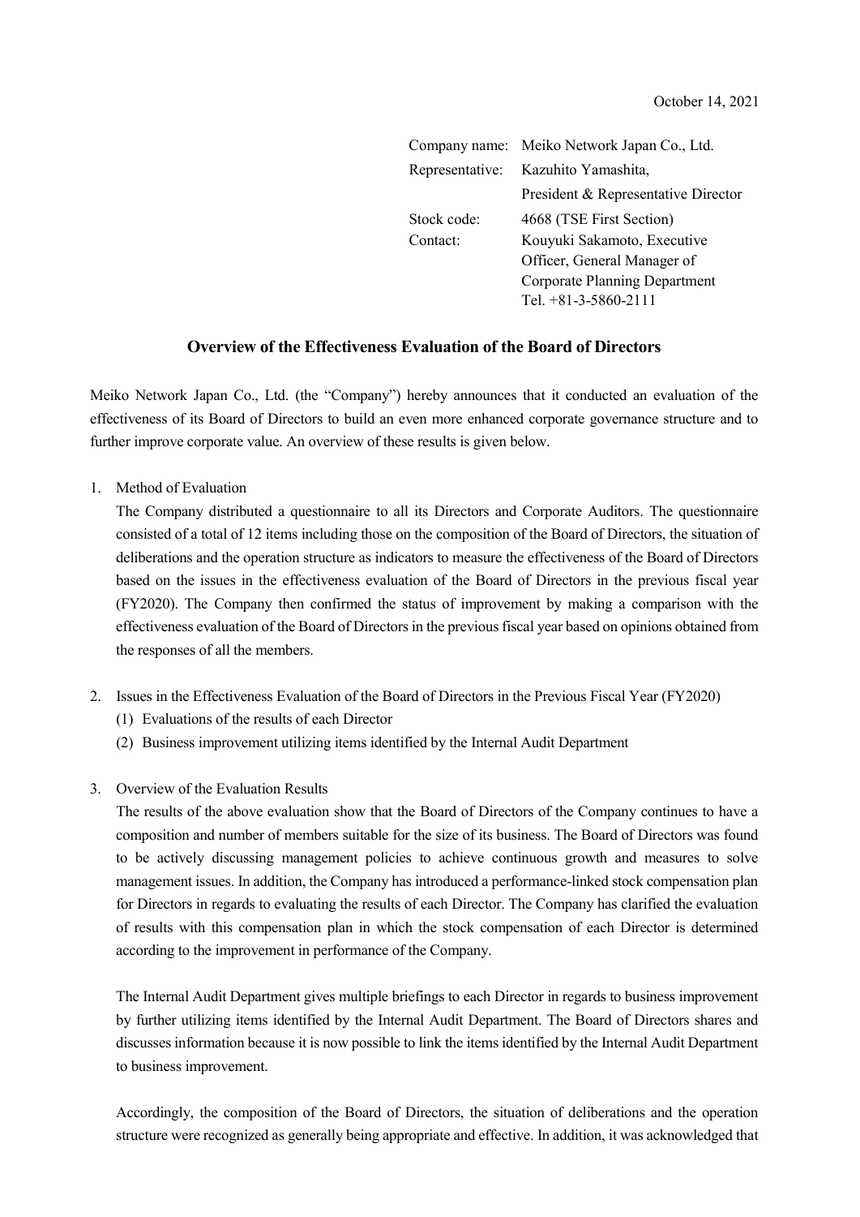October 14, 2021

| | |
|---|---|
| Company name: | Meiko Network Japan Co., Ltd. |
| Representative: | Kazuhito Yamashita, President & Representative Director |
| Stock code: | 4668 (TSE First Section) |
| Contact: | Kouyuki Sakamoto, Executive Officer, General Manager of Corporate Planning Department Tel. +81-3-5860-2111 |

## Overview of the Effectiveness Evaluation of the Board of Directors

Meiko Network Japan Co., Ltd. (the "Company") hereby announces that it conducted an evaluation of the effectiveness of its Board of Directors to build an even more enhanced corporate governance structure and to further improve corporate value. An overview of these results is given below.

1. Method of Evaluation

   The Company distributed a questionnaire to all its Directors and Corporate Auditors. The questionnaire consisted of a total of 12 items including those on the composition of the Board of Directors, the situation of deliberations and the operation structure as indicators to measure the effectiveness of the Board of Directors based on the issues in the effectiveness evaluation of the Board of Directors in the previous fiscal year (FY2020). The Company then confirmed the status of improvement by making a comparison with the effectiveness evaluation of the Board of Directors in the previous fiscal year based on opinions obtained from the responses of all the members.

2. Issues in the Effectiveness Evaluation of the Board of Directors in the Previous Fiscal Year (FY2020)
   (1) Evaluations of the results of each Director
   (2) Business improvement utilizing items identified by the Internal Audit Department

3. Overview of the Evaluation Results

   The results of the above evaluation show that the Board of Directors of the Company continues to have a composition and number of members suitable for the size of its business. The Board of Directors was found to be actively discussing management policies to achieve continuous growth and measures to solve management issues. In addition, the Company has introduced a performance-linked stock compensation plan for Directors in regards to evaluating the results of each Director. The Company has clarified the evaluation of results with this compensation plan in which the stock compensation of each Director is determined according to the improvement in performance of the Company.

   The Internal Audit Department gives multiple briefings to each Director in regards to business improvement by further utilizing items identified by the Internal Audit Department. The Board of Directors shares and discusses information because it is now possible to link the items identified by the Internal Audit Department to business improvement.

   Accordingly, the composition of the Board of Directors, the situation of deliberations and the operation structure were recognized as generally being appropriate and effective. In addition, it was acknowledged that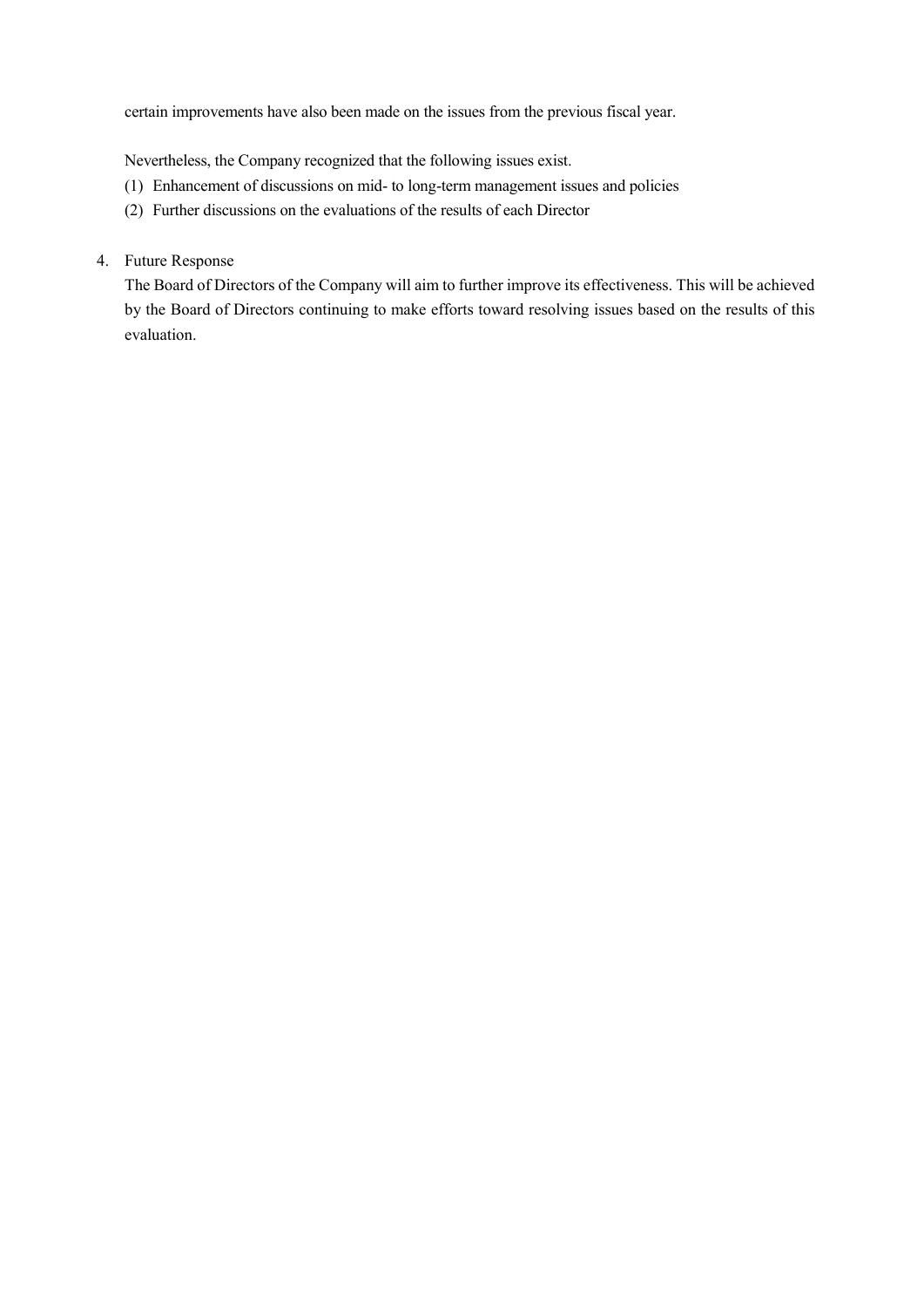certain improvements have also been made on the issues from the previous fiscal year.

Nevertheless, the Company recognized that the following issues exist.

(1) Enhancement of discussions on mid- to long-term management issues and policies
(2) Further discussions on the evaluations of the results of each Director

4. Future Response

The Board of Directors of the Company will aim to further improve its effectiveness. This will be achieved by the Board of Directors continuing to make efforts toward resolving issues based on the results of this evaluation.